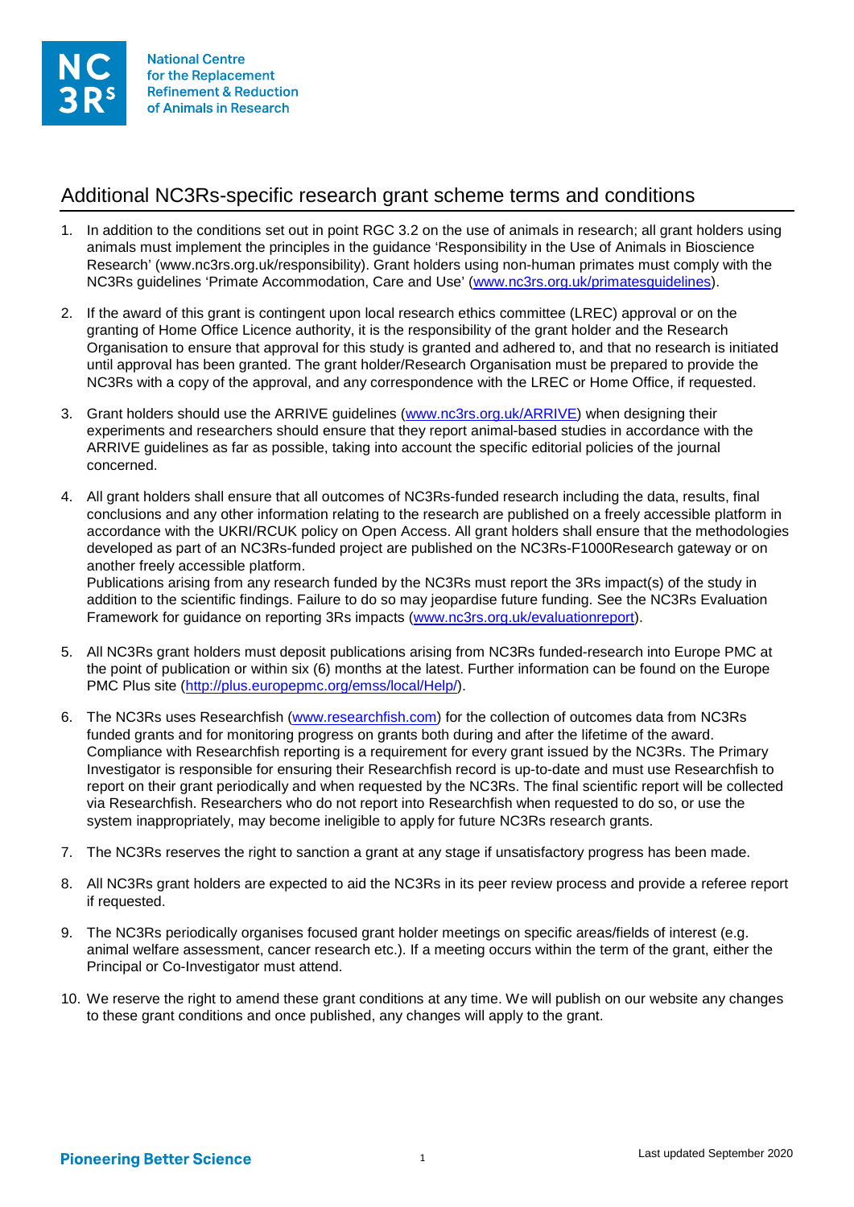National Centre for the Replacement Refinement & Reduction of Animals in Research

# Additional NC3Rs-specific research grant scheme terms and conditions

1. In addition to the conditions set out in point RGC 3.2 on the use of animals in research; all grant holders using animals must implement the principles in the guidance 'Responsibility in the Use of Animals in Bioscience Research' (www.nc3rs.org.uk/responsibility). Grant holders using non-human primates must comply with the NC3Rs guidelines 'Primate Accommodation, Care and Use' (www.nc3rs.org.uk/primatesguidelines).

2. If the award of this grant is contingent upon local research ethics committee (LREC) approval or on the granting of Home Office Licence authority, it is the responsibility of the grant holder and the Research Organisation to ensure that approval for this study is granted and adhered to, and that no research is initiated until approval has been granted. The grant holder/Research Organisation must be prepared to provide the NC3Rs with a copy of the approval, and any correspondence with the LREC or Home Office, if requested.

3. Grant holders should use the ARRIVE guidelines (www.nc3rs.org.uk/ARRIVE) when designing their experiments and researchers should ensure that they report animal-based studies in accordance with the ARRIVE guidelines as far as possible, taking into account the specific editorial policies of the journal concerned.

4. All grant holders shall ensure that all outcomes of NC3Rs-funded research including the data, results, final conclusions and any other information relating to the research are published on a freely accessible platform in accordance with the UKRI/RCUK policy on Open Access. All grant holders shall ensure that the methodologies developed as part of an NC3Rs-funded project are published on the NC3Rs-F1000Research gateway or on another freely accessible platform.
   Publications arising from any research funded by the NC3Rs must report the 3Rs impact(s) of the study in addition to the scientific findings. Failure to do so may jeopardise future funding. See the NC3Rs Evaluation Framework for guidance on reporting 3Rs impacts (www.nc3rs.org.uk/evaluationreport).

5. All NC3Rs grant holders must deposit publications arising from NC3Rs funded-research into Europe PMC at the point of publication or within six (6) months at the latest. Further information can be found on the Europe PMC Plus site (http://plus.europepmc.org/emss/local/Help/).

6. The NC3Rs uses Researchfish (www.researchfish.com) for the collection of outcomes data from NC3Rs funded grants and for monitoring progress on grants both during and after the lifetime of the award. Compliance with Researchfish reporting is a requirement for every grant issued by the NC3Rs. The Primary Investigator is responsible for ensuring their Researchfish record is up-to-date and must use Researchfish to report on their grant periodically and when requested by the NC3Rs. The final scientific report will be collected via Researchfish. Researchers who do not report into Researchfish when requested to do so, or use the system inappropriately, may become ineligible to apply for future NC3Rs research grants.

7. The NC3Rs reserves the right to sanction a grant at any stage if unsatisfactory progress has been made.

8. All NC3Rs grant holders are expected to aid the NC3Rs in its peer review process and provide a referee report if requested.

9. The NC3Rs periodically organises focused grant holder meetings on specific areas/fields of interest (e.g. animal welfare assessment, cancer research etc.). If a meeting occurs within the term of the grant, either the Principal or Co-Investigator must attend.

10. We reserve the right to amend these grant conditions at any time. We will publish on our website any changes to these grant conditions and once published, any changes will apply to the grant.

Last updated September 2020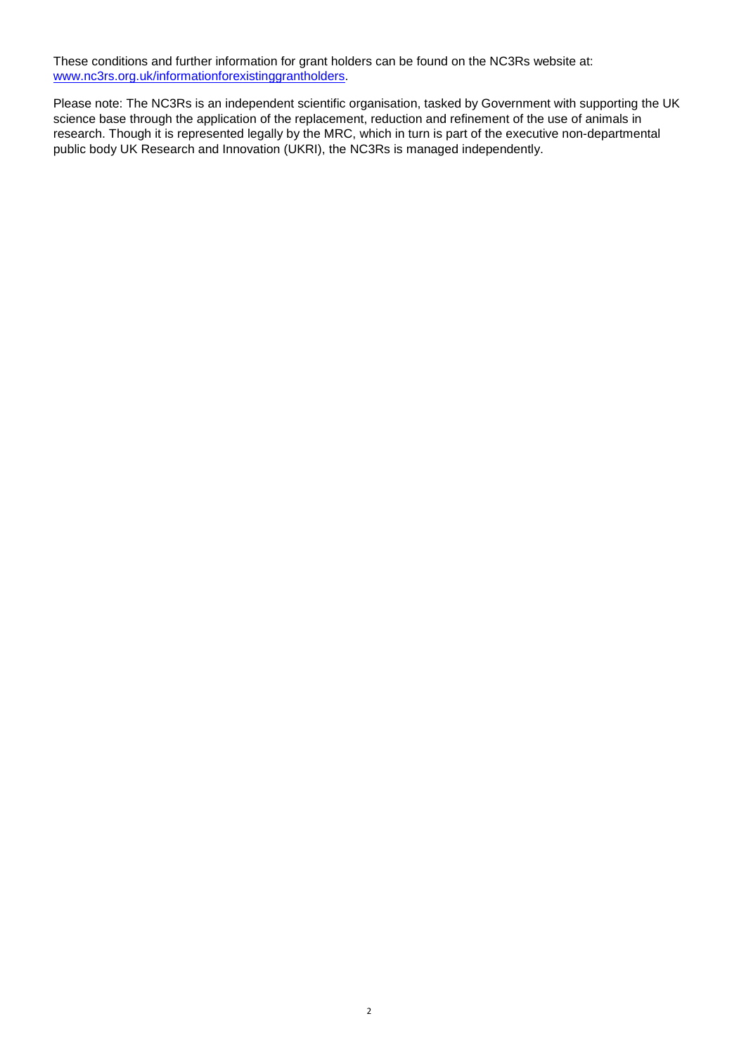These conditions and further information for grant holders can be found on the NC3Rs website at: [www.nc3rs.org.uk/informationforexistinggrantholders](http://www.nc3rs.org.uk/informationforexistinggrantholders).

Please note: The NC3Rs is an independent scientific organisation, tasked by Government with supporting the UK science base through the application of the replacement, reduction and refinement of the use of animals in research. Though it is represented legally by the MRC, which in turn is part of the executive non-departmental public body UK Research and Innovation (UKRI), the NC3Rs is managed independently.